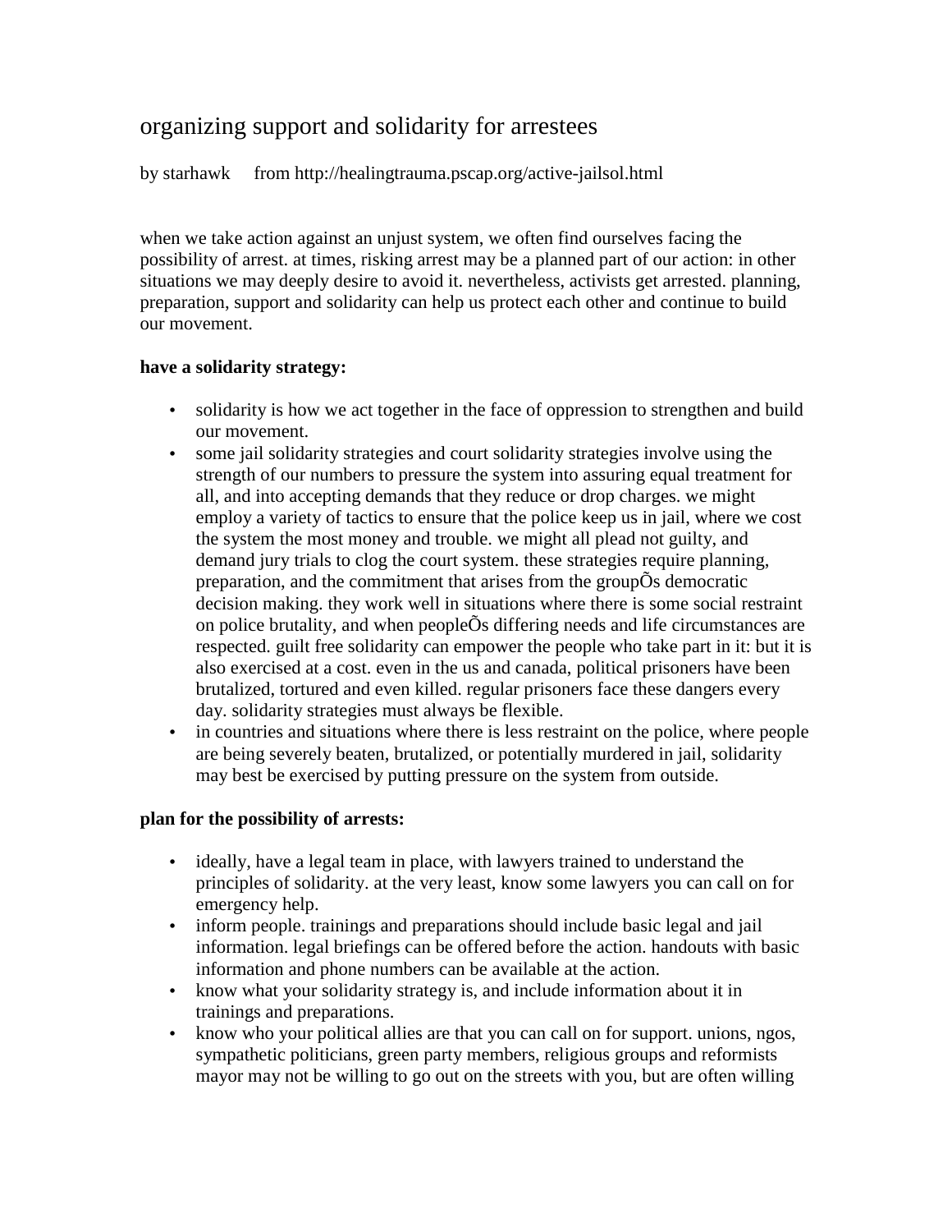# organizing support and solidarity for arrestees

by starhawk from http://healingtrauma.pscap.org/active-jailsol.html

when we take action against an unjust system, we often find ourselves facing the possibility of arrest. at times, risking arrest may be a planned part of our action: in other situations we may deeply desire to avoid it. nevertheless, activists get arrested. planning, preparation, support and solidarity can help us protect each other and continue to build our movement.

**have a solidarity strategy:**

- solidarity is how we act together in the face of oppression to strengthen and build our movement.
- some jail solidarity strategies and court solidarity strategies involve using the strength of our numbers to pressure the system into assuring equal treatment for all, and into accepting demands that they reduce or drop charges. we might employ a variety of tactics to ensure that the police keep us in jail, where we cost the system the most money and trouble. we might all plead not guilty, and demand jury trials to clog the court system. these strategies require planning, preparation, and the commitment that arises from the groupÕs democratic decision making. they work well in situations where there is some social restraint on police brutality, and when peopleÕs differing needs and life circumstances are respected. guilt free solidarity can empower the people who take part in it: but it is also exercised at a cost. even in the us and canada, political prisoners have been brutalized, tortured and even killed. regular prisoners face these dangers every day. solidarity strategies must always be flexible.
- in countries and situations where there is less restraint on the police, where people are being severely beaten, brutalized, or potentially murdered in jail, solidarity may best be exercised by putting pressure on the system from outside.

**plan for the possibility of arrests:**

- ideally, have a legal team in place, with lawyers trained to understand the principles of solidarity. at the very least, know some lawyers you can call on for emergency help.
- inform people. trainings and preparations should include basic legal and jail information. legal briefings can be offered before the action. handouts with basic information and phone numbers can be available at the action.
- know what your solidarity strategy is, and include information about it in trainings and preparations.
- know who your political allies are that you can call on for support. unions, ngos, sympathetic politicians, green party members, religious groups and reformists mayor may not be willing to go out on the streets with you, but are often willing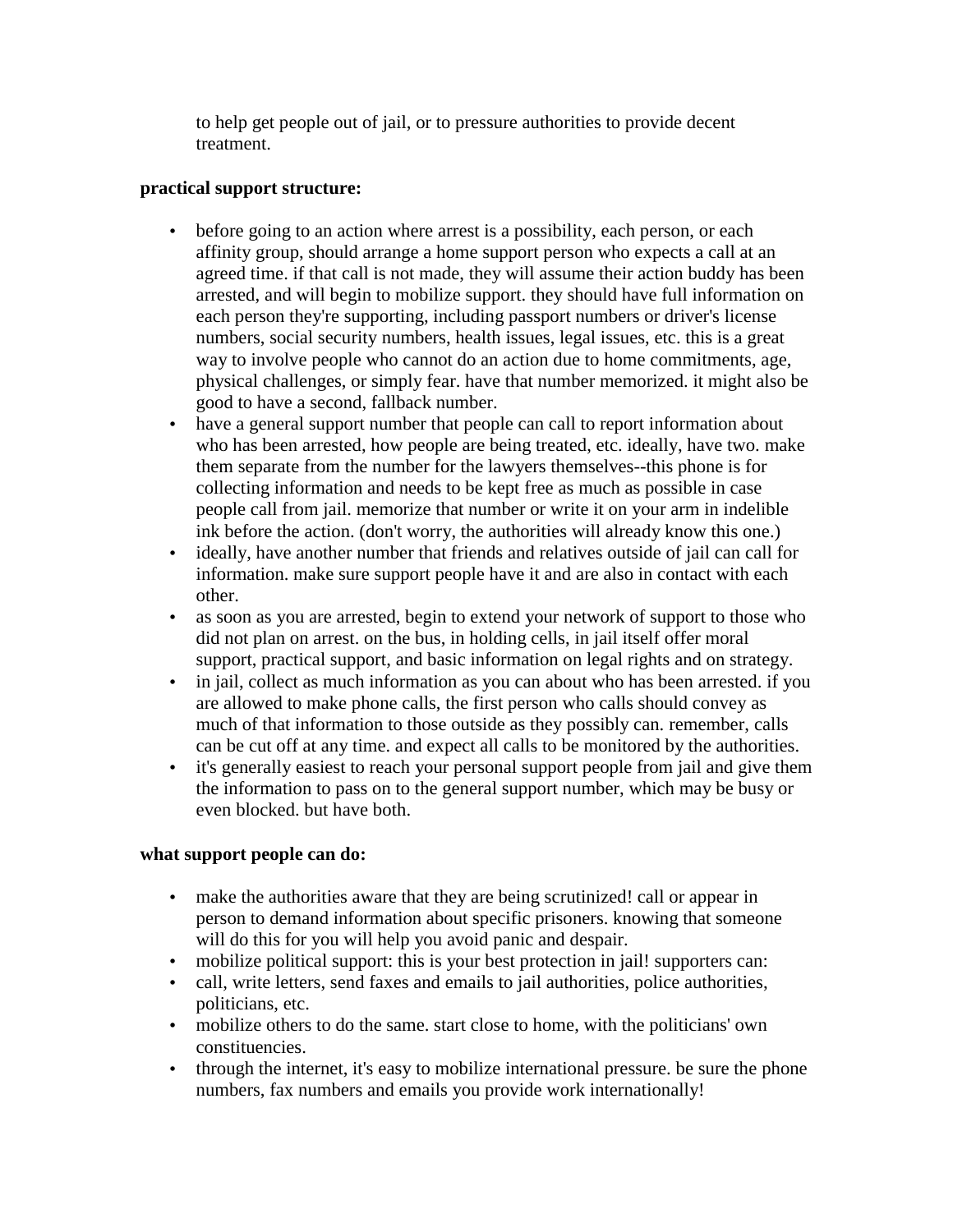to help get people out of jail, or to pressure authorities to provide decent treatment.

**practical support structure:**

- before going to an action where arrest is a possibility, each person, or each affinity group, should arrange a home support person who expects a call at an agreed time. if that call is not made, they will assume their action buddy has been arrested, and will begin to mobilize support. they should have full information on each person they're supporting, including passport numbers or driver's license numbers, social security numbers, health issues, legal issues, etc. this is a great way to involve people who cannot do an action due to home commitments, age, physical challenges, or simply fear. have that number memorized. it might also be good to have a second, fallback number.
- have a general support number that people can call to report information about who has been arrested, how people are being treated, etc. ideally, have two. make them separate from the number for the lawyers themselves--this phone is for collecting information and needs to be kept free as much as possible in case people call from jail. memorize that number or write it on your arm in indelible ink before the action. (don't worry, the authorities will already know this one.)
- ideally, have another number that friends and relatives outside of jail can call for information. make sure support people have it and are also in contact with each other.
- as soon as you are arrested, begin to extend your network of support to those who did not plan on arrest. on the bus, in holding cells, in jail itself offer moral support, practical support, and basic information on legal rights and on strategy.
- in jail, collect as much information as you can about who has been arrested. if you are allowed to make phone calls, the first person who calls should convey as much of that information to those outside as they possibly can. remember, calls can be cut off at any time. and expect all calls to be monitored by the authorities.
- it's generally easiest to reach your personal support people from jail and give them the information to pass on to the general support number, which may be busy or even blocked. but have both.

**what support people can do:**

- make the authorities aware that they are being scrutinized! call or appear in person to demand information about specific prisoners. knowing that someone will do this for you will help you avoid panic and despair.
- mobilize political support: this is your best protection in jail! supporters can:
- call, write letters, send faxes and emails to jail authorities, police authorities, politicians, etc.
- mobilize others to do the same. start close to home, with the politicians' own constituencies.
- through the internet, it's easy to mobilize international pressure. be sure the phone numbers, fax numbers and emails you provide work internationally!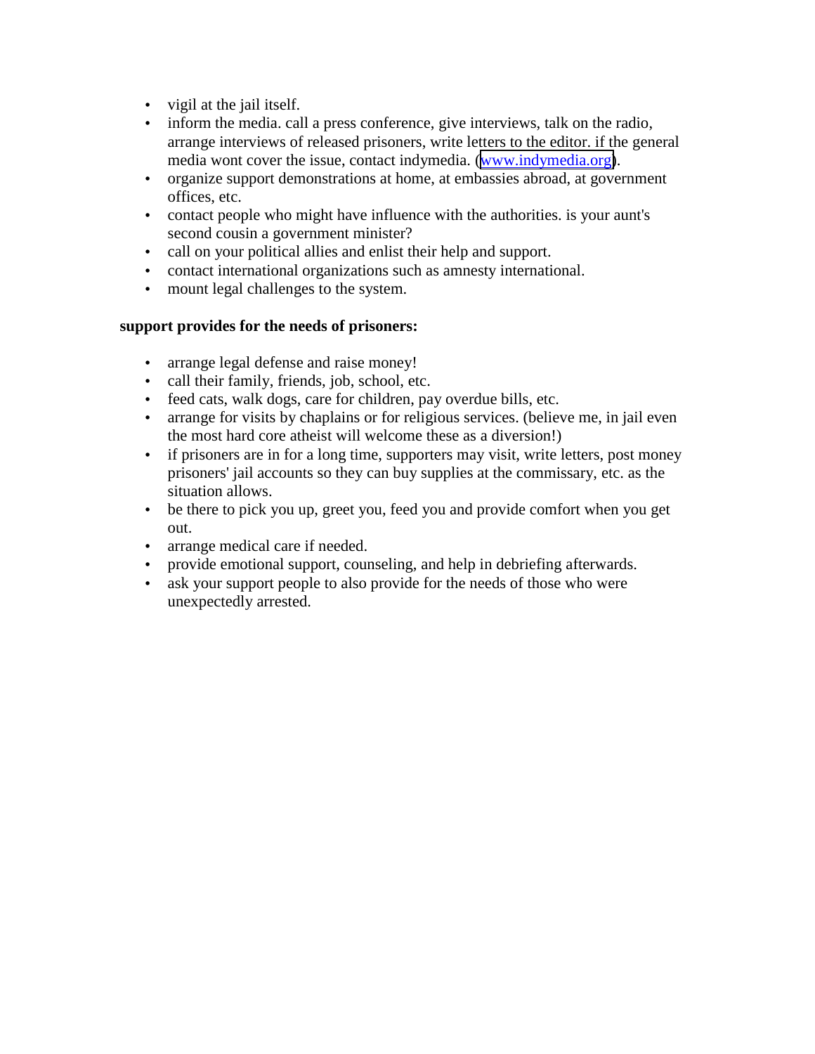- vigil at the jail itself.
- inform the media. call a press conference, give interviews, talk on the radio, arrange interviews of released prisoners, write letters to the editor. if the general media wont cover the issue, contact indymedia. (www.indymedia.org).
- organize support demonstrations at home, at embassies abroad, at government offices, etc.
- contact people who might have influence with the authorities. is your aunt's second cousin a government minister?
- call on your political allies and enlist their help and support.
- contact international organizations such as amnesty international.
- mount legal challenges to the system.

**support provides for the needs of prisoners:**

- arrange legal defense and raise money!
- call their family, friends, job, school, etc.
- feed cats, walk dogs, care for children, pay overdue bills, etc.
- arrange for visits by chaplains or for religious services. (believe me, in jail even the most hard core atheist will welcome these as a diversion!)
- if prisoners are in for a long time, supporters may visit, write letters, post money prisoners' jail accounts so they can buy supplies at the commissary, etc. as the situation allows.
- be there to pick you up, greet you, feed you and provide comfort when you get out.
- arrange medical care if needed.
- provide emotional support, counseling, and help in debriefing afterwards.
- ask your support people to also provide for the needs of those who were unexpectedly arrested.